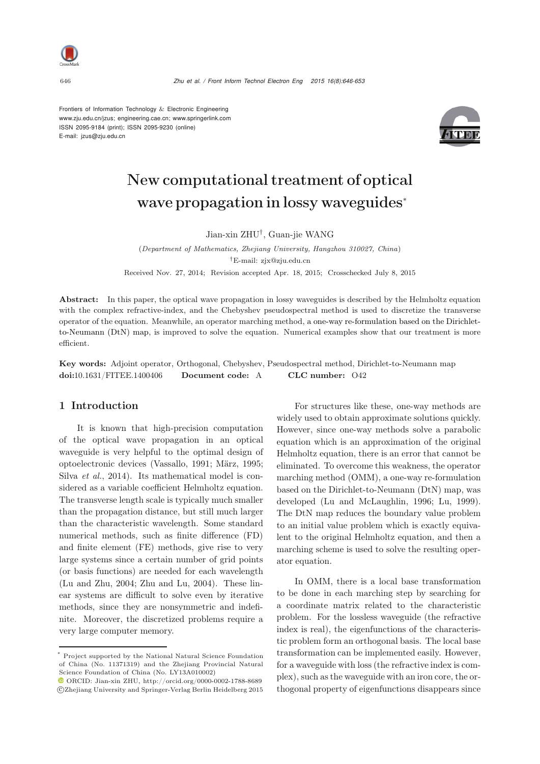Frontiers of Information Technology & Electronic Engineering
www.zju.edu.cn/jzus; engineering.cae.cn; www.springerlink.com
ISSN 2095-9184 (print); ISSN 2095-9230 (online)
E-mail: jzus@zju.edu.cn

# New computational treatment of optical wave propagation in lossy waveguides*

Jian-xin ZHU†, Guan-jie WANG

(*Department of Mathematics, Zhejiang University, Hangzhou 310027, China*)

†E-mail: zjx@zju.edu.cn

Received Nov. 27, 2014; Revision accepted Apr. 18, 2015; Crosschecked July 8, 2015

**Abstract:** In this paper, the optical wave propagation in lossy waveguides is described by the Helmholtz equation with the complex refractive-index, and the Chebyshev pseudospectral method is used to discretize the transverse operator of the equation. Meanwhile, an operator marching method, a one-way re-formulation based on the Dirichlet-to-Neumann (DtN) map, is improved to solve the equation. Numerical examples show that our treatment is more efficient.

**Key words:** Adjoint operator, Orthogonal, Chebyshev, Pseudospectral method, Dirichlet-to-Neumann map
**doi:**10.1631/FITEE.1400406 **Document code:** A **CLC number:** O42

## 1 Introduction

It is known that high-precision computation of the optical wave propagation in an optical waveguide is very helpful to the optimal design of optoelectronic devices (Vassallo, 1991; März, 1995; Silva *et al.*, 2014). Its mathematical model is considered as a variable coefficient Helmholtz equation. The transverse length scale is typically much smaller than the propagation distance, but still much larger than the characteristic wavelength. Some standard numerical methods, such as finite difference (FD) and finite element (FE) methods, give rise to very large systems since a certain number of grid points (or basis functions) are needed for each wavelength (Lu and Zhu, 2004; Zhu and Lu, 2004). These linear systems are difficult to solve even by iterative methods, since they are nonsymmetric and indefinite. Moreover, the discretized problems require a very large computer memory.

For structures like these, one-way methods are widely used to obtain approximate solutions quickly. However, since one-way methods solve a parabolic equation which is an approximation of the original Helmholtz equation, there is an error that cannot be eliminated. To overcome this weakness, the operator marching method (OMM), a one-way re-formulation based on the Dirichlet-to-Neumann (DtN) map, was developed (Lu and McLaughlin, 1996; Lu, 1999). The DtN map reduces the boundary value problem to an initial value problem which is exactly equivalent to the original Helmholtz equation, and then a marching scheme is used to solve the resulting operator equation.

In OMM, there is a local base transformation to be done in each marching step by searching for a coordinate matrix related to the characteristic problem. For the lossless waveguide (the refractive index is real), the eigenfunctions of the characteristic problem form an orthogonal basis. The local base transformation can be implemented easily. However, for a waveguide with loss (the refractive index is complex), such as the waveguide with an iron core, the orthogonal property of eigenfunctions disappears since

---

\* Project supported by the National Natural Science Foundation of China (No. 11371319) and the Zhejiang Provincial Natural Science Foundation of China (No. LY13A010002)

ORCID: Jian-xin ZHU, http://orcid.org/0000-0002-1788-8689

©Zhejiang University and Springer-Verlag Berlin Heidelberg 2015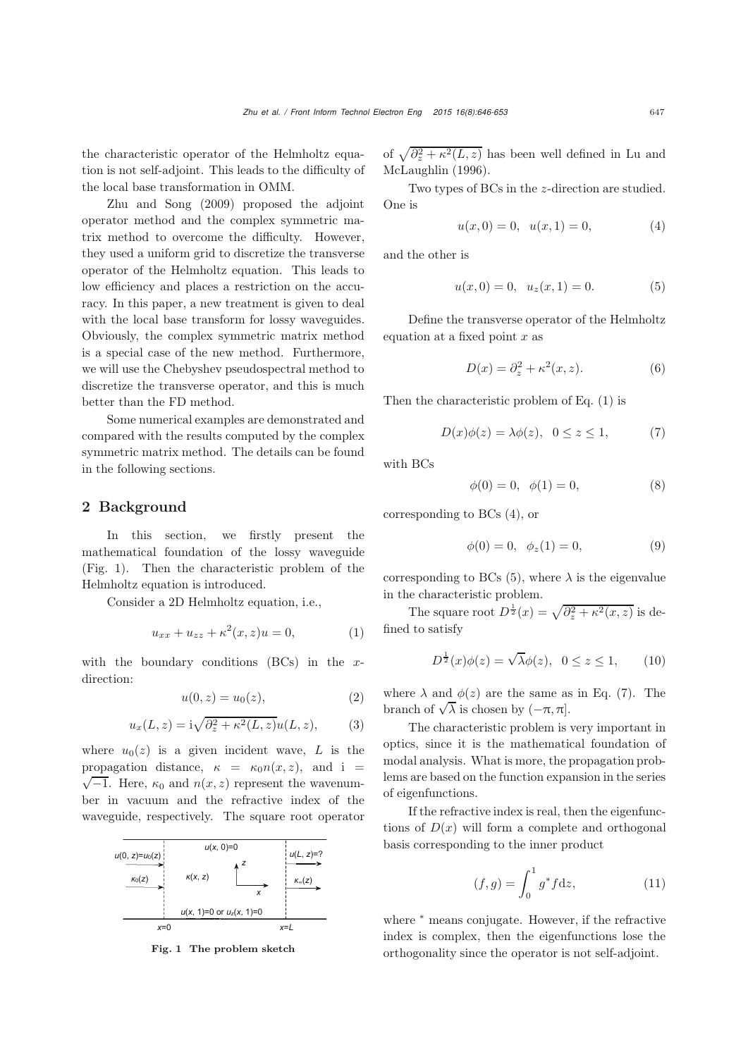the characteristic operator of the Helmholtz equation is not self-adjoint. This leads to the difficulty of the local base transformation in OMM.

Zhu and Song (2009) proposed the adjoint operator method and the complex symmetric matrix method to overcome the difficulty. However, they used a uniform grid to discretize the transverse operator of the Helmholtz equation. This leads to low efficiency and places a restriction on the accuracy. In this paper, a new treatment is given to deal with the local base transform for lossy waveguides. Obviously, the complex symmetric matrix method is a special case of the new method. Furthermore, we will use the Chebyshev pseudospectral method to discretize the transverse operator, and this is much better than the FD method.

Some numerical examples are demonstrated and compared with the results computed by the complex symmetric matrix method. The details can be found in the following sections.

## 2 Background

In this section, we firstly present the mathematical foundation of the lossy waveguide (Fig. 1). Then the characteristic problem of the Helmholtz equation is introduced.

Consider a 2D Helmholtz equation, i.e.,

$$u_{xx} + u_{zz} + \kappa^2(x, z)u = 0, \tag{1}$$

with the boundary conditions (BCs) in the $x$-direction:

$$u(0, z) = u_0(z), \tag{2}$$

$$u_x(L, z) = \mathrm{i}\sqrt{\partial_z^2 + \kappa^2(L, z)}u(L, z), \tag{3}$$

where $u_0(z)$ is a given incident wave, $L$ is the propagation distance, $\kappa = \kappa_0 n(x, z)$, and $\mathrm{i} = \sqrt{-1}$. Here, $\kappa_0$ and $n(x, z)$ represent the wavenumber in vacuum and the refractive index of the waveguide, respectively. The square root operator

**Fig. 1 The problem sketch**

of $\sqrt{\partial_z^2 + \kappa^2(L, z)}$ has been well defined in Lu and McLaughlin (1996).

Two types of BCs in the $z$-direction are studied. One is

$$u(x, 0) = 0, \quad u(x, 1) = 0, \tag{4}$$

and the other is

$$u(x, 0) = 0, \quad u_z(x, 1) = 0. \tag{5}$$

Define the transverse operator of the Helmholtz equation at a fixed point $x$ as

$$D(x) = \partial_z^2 + \kappa^2(x, z). \tag{6}$$

Then the characteristic problem of Eq. (1) is

$$D(x)\phi(z) = \lambda\phi(z), \quad 0 \le z \le 1, \tag{7}$$

with BCs

$$\phi(0) = 0, \quad \phi(1) = 0, \tag{8}$$

corresponding to BCs (4), or

$$\phi(0) = 0, \quad \phi_z(1) = 0, \tag{9}$$

corresponding to BCs (5), where $\lambda$ is the eigenvalue in the characteristic problem.

The square root $D^{\frac{1}{2}}(x) = \sqrt{\partial_z^2 + \kappa^2(x, z)}$ is defined to satisfy

$$D^{\frac{1}{2}}(x)\phi(z) = \sqrt{\lambda}\phi(z), \quad 0 \le z \le 1, \tag{10}$$

where $\lambda$ and $\phi(z)$ are the same as in Eq. (7). The branch of $\sqrt{\lambda}$ is chosen by $(-\pi, \pi]$.

The characteristic problem is very important in optics, since it is the mathematical foundation of modal analysis. What is more, the propagation problems are based on the function expansion in the series of eigenfunctions.

If the refractive index is real, then the eigenfunctions of $D(x)$ will form a complete and orthogonal basis corresponding to the inner product

$$(f, g) = \int_0^1 g^* f \mathrm{d}z, \tag{11}$$

where $^*$ means conjugate. However, if the refractive index is complex, then the eigenfunctions lose the orthogonality since the operator is not self-adjoint.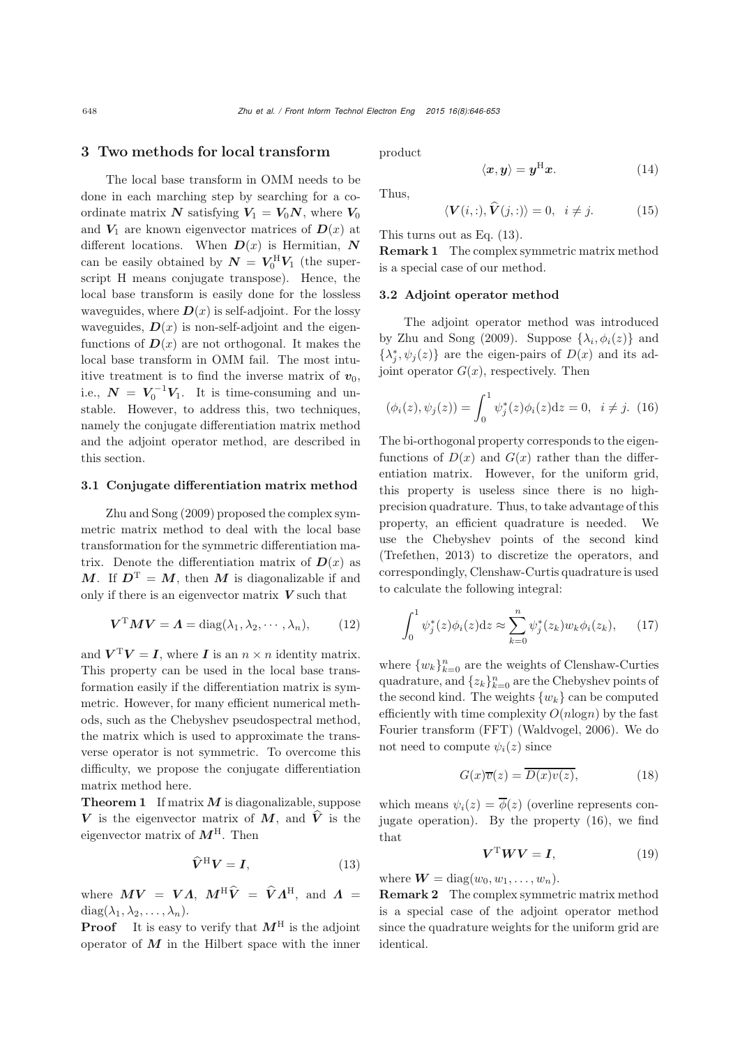## 3 Two methods for local transform

The local base transform in OMM needs to be done in each marching step by searching for a coordinate matrix $\boldsymbol{N}$ satisfying $\boldsymbol{V}_1 = \boldsymbol{V}_0\boldsymbol{N}$, where $\boldsymbol{V}_0$ and $\boldsymbol{V}_1$ are known eigenvector matrices of $\boldsymbol{D}(x)$ at different locations. When $\boldsymbol{D}(x)$ is Hermitian, $\boldsymbol{N}$ can be easily obtained by $\boldsymbol{N} = \boldsymbol{V}_0^{\mathrm{H}}\boldsymbol{V}_1$ (the superscript H means conjugate transpose). Hence, the local base transform is easily done for the lossless waveguides, where $\boldsymbol{D}(x)$ is self-adjoint. For the lossy waveguides, $\boldsymbol{D}(x)$ is non-self-adjoint and the eigenfunctions of $\boldsymbol{D}(x)$ are not orthogonal. It makes the local base transform in OMM fail. The most intuitive treatment is to find the inverse matrix of $\boldsymbol{v}_0$, i.e., $\boldsymbol{N} = \boldsymbol{V}_0^{-1}\boldsymbol{V}_1$. It is time-consuming and unstable. However, to address this, two techniques, namely the conjugate differentiation matrix method and the adjoint operator method, are described in this section.

### 3.1 Conjugate differentiation matrix method

Zhu and Song (2009) proposed the complex symmetric matrix method to deal with the local base transformation for the symmetric differentiation matrix. Denote the differentiation matrix of $\boldsymbol{D}(x)$ as $\boldsymbol{M}$. If $\boldsymbol{D}^{\mathrm{T}} = \boldsymbol{M}$, then $\boldsymbol{M}$ is diagonalizable if and only if there is an eigenvector matrix $\boldsymbol{V}$ such that

$$\boldsymbol{V}^{\mathrm{T}}\boldsymbol{M}\boldsymbol{V} = \boldsymbol{\Lambda} = \mathrm{diag}(\lambda_1, \lambda_2, \cdots, \lambda_n), \tag{12}$$

and $\boldsymbol{V}^{\mathrm{T}}\boldsymbol{V} = \boldsymbol{I}$, where $\boldsymbol{I}$ is an $n \times n$ identity matrix. This property can be used in the local base transformation easily if the differentiation matrix is symmetric. However, for many efficient numerical methods, such as the Chebyshev pseudospectral method, the matrix which is used to approximate the transverse operator is not symmetric. To overcome this difficulty, we propose the conjugate differentiation matrix method here.

**Theorem 1** If matrix $\boldsymbol{M}$ is diagonalizable, suppose $\boldsymbol{V}$ is the eigenvector matrix of $\boldsymbol{M}$, and $\widehat{\boldsymbol{V}}$ is the eigenvector matrix of $\boldsymbol{M}^{\mathrm{H}}$. Then

$$\widehat{\boldsymbol{V}}^{\mathrm{H}}\boldsymbol{V} = \boldsymbol{I}, \tag{13}$$

where $\boldsymbol{M}\boldsymbol{V} = \boldsymbol{V}\boldsymbol{\Lambda}$, $\boldsymbol{M}^{\mathrm{H}}\widehat{\boldsymbol{V}} = \widehat{\boldsymbol{V}}\boldsymbol{\Lambda}^{\mathrm{H}}$, and $\boldsymbol{\Lambda} = \mathrm{diag}(\lambda_1, \lambda_2, \ldots, \lambda_n)$.

**Proof** It is easy to verify that $\boldsymbol{M}^{\mathrm{H}}$ is the adjoint operator of $\boldsymbol{M}$ in the Hilbert space with the inner product

$$\langle \boldsymbol{x}, \boldsymbol{y} \rangle = \boldsymbol{y}^{\mathrm{H}}\boldsymbol{x}. \tag{14}$$

Thus,

$$\langle \boldsymbol{V}(i,:), \widehat{\boldsymbol{V}}(j,:) \rangle = 0, \quad i \neq j. \tag{15}$$

This turns out as Eq. (13).

**Remark 1** The complex symmetric matrix method is a special case of our method.

### 3.2 Adjoint operator method

The adjoint operator method was introduced by Zhu and Song (2009). Suppose $\{\lambda_i, \phi_i(z)\}$ and $\{\lambda_j^*, \psi_j(z)\}$ are the eigen-pairs of $D(x)$ and its adjoint operator $G(x)$, respectively. Then

$$(\phi_i(z), \psi_j(z)) = \int_0^1 \psi_j^*(z)\phi_i(z)\mathrm{d}z = 0, \quad i \neq j. \tag{16}$$

The bi-orthogonal property corresponds to the eigenfunctions of $D(x)$ and $G(x)$ rather than the differentiation matrix. However, for the uniform grid, this property is useless since there is no high-precision quadrature. Thus, to take advantage of this property, an efficient quadrature is needed. We use the Chebyshev points of the second kind (Trefethen, 2013) to discretize the operators, and correspondingly, Clenshaw-Curtis quadrature is used to calculate the following integral:

$$\int_0^1 \psi_j^*(z)\phi_i(z)\mathrm{d}z \approx \sum_{k=0}^{n} \psi_j^*(z_k)w_k\phi_i(z_k), \tag{17}$$

where $\{w_k\}_{k=0}^n$ are the weights of Clenshaw-Curties quadrature, and $\{z_k\}_{k=0}^n$ are the Chebyshev points of the second kind. The weights $\{w_k\}$ can be computed efficiently with time complexity $O(n\log n)$ by the fast Fourier transform (FFT) (Waldvogel, 2006). We do not need to compute $\psi_i(z)$ since

$$G(x)\overline{v}(z) = \overline{D(x)v(z)}, \tag{18}$$

which means $\psi_i(z) = \overline{\phi}(z)$ (overline represents conjugate operation). By the property (16), we find that

$$\boldsymbol{V}^{\mathrm{T}}\boldsymbol{W}\boldsymbol{V} = \boldsymbol{I}, \tag{19}$$

where $\boldsymbol{W} = \mathrm{diag}(w_0, w_1, \ldots, w_n)$.

**Remark 2** The complex symmetric matrix method is a special case of the adjoint operator method since the quadrature weights for the uniform grid are identical.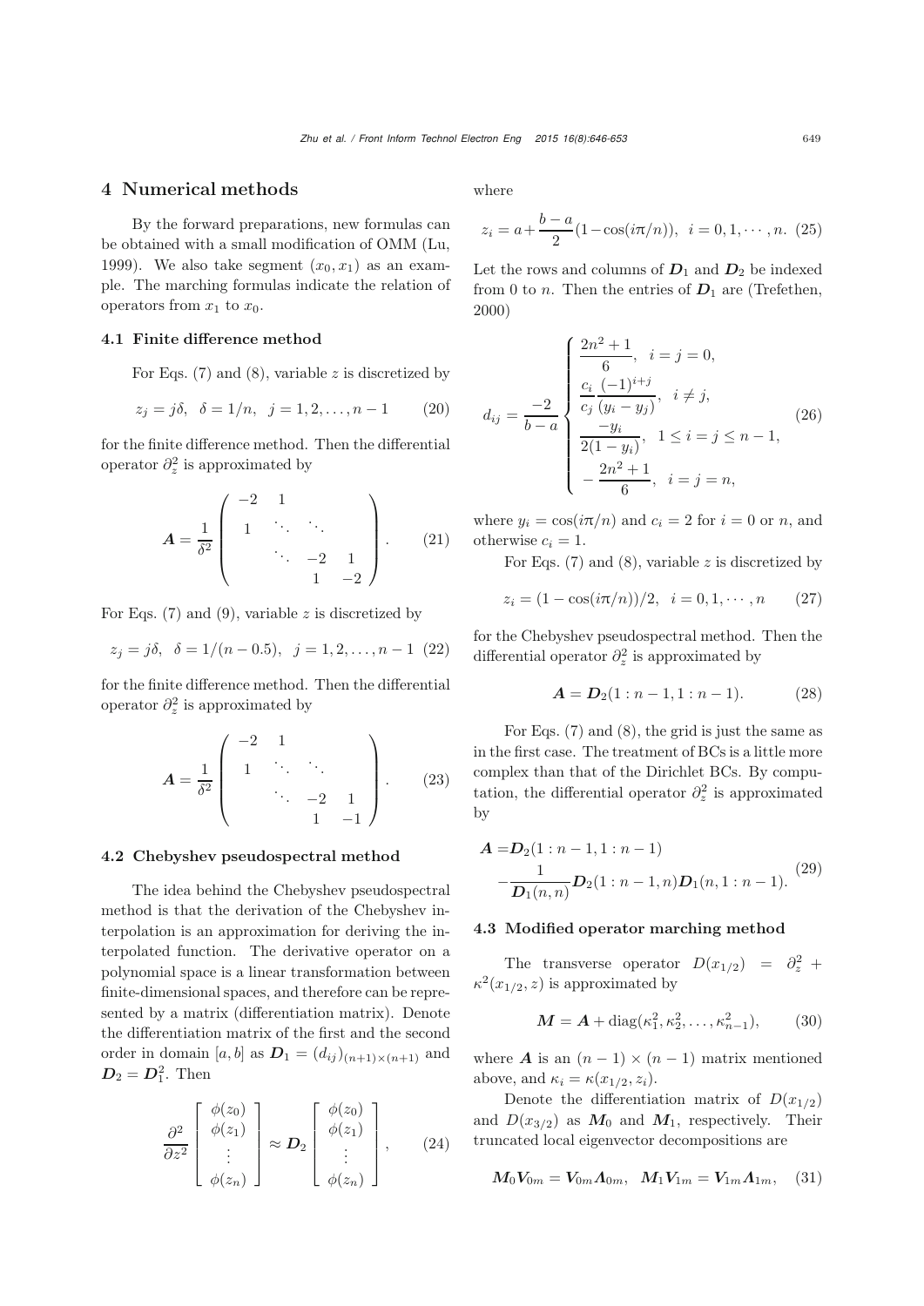## 4 Numerical methods

By the forward preparations, new formulas can be obtained with a small modification of OMM (Lu, 1999). We also take segment $(x_0, x_1)$ as an example. The marching formulas indicate the relation of operators from $x_1$ to $x_0$.

### 4.1 Finite difference method

For Eqs. (7) and (8), variable $z$ is discretized by

$$z_j = j\delta, \ \ \delta = 1/n, \ \ j = 1, 2, \ldots, n-1 \tag{20}$$

for the finite difference method. Then the differential operator $\partial_z^2$ is approximated by

$$\boldsymbol{A} = \frac{1}{\delta^2}\begin{pmatrix} -2 & 1 & & \\ 1 & \ddots & \ddots & \\ & \ddots & -2 & 1 \\ & & 1 & -2 \end{pmatrix}. \tag{21}$$

For Eqs. (7) and (9), variable $z$ is discretized by

$$z_j = j\delta, \ \ \delta = 1/(n-0.5), \ \ j = 1, 2, \ldots, n-1 \tag{22}$$

for the finite difference method. Then the differential operator $\partial_z^2$ is approximated by

$$\boldsymbol{A} = \frac{1}{\delta^2}\begin{pmatrix} -2 & 1 & & \\ 1 & \ddots & \ddots & \\ & \ddots & -2 & 1 \\ & & 1 & -1 \end{pmatrix}. \tag{23}$$

### 4.2 Chebyshev pseudospectral method

The idea behind the Chebyshev pseudospectral method is that the derivation of the Chebyshev interpolation is an approximation for deriving the interpolated function. The derivative operator on a polynomial space is a linear transformation between finite-dimensional spaces, and therefore can be represented by a matrix (differentiation matrix). Denote the differentiation matrix of the first and the second order in domain $[a, b]$ as $\boldsymbol{D}_1 = (d_{ij})_{(n+1)\times(n+1)}$ and $\boldsymbol{D}_2 = \boldsymbol{D}_1^2$. Then

$$\frac{\partial^2}{\partial z^2}\begin{bmatrix} \phi(z_0) \\ \phi(z_1) \\ \vdots \\ \phi(z_n) \end{bmatrix} \approx \boldsymbol{D}_2 \begin{bmatrix} \phi(z_0) \\ \phi(z_1) \\ \vdots \\ \phi(z_n) \end{bmatrix}, \tag{24}$$

where

$$z_i = a + \frac{b-a}{2}(1 - \cos(i\pi/n)), \ \ i = 0, 1, \cdots, n. \tag{25}$$

Let the rows and columns of $\boldsymbol{D}_1$ and $\boldsymbol{D}_2$ be indexed from 0 to $n$. Then the entries of $\boldsymbol{D}_1$ are (Trefethen, 2000)

$$d_{ij} = \frac{-2}{b-a}\begin{cases} \dfrac{2n^2+1}{6}, & i = j = 0, \\ \dfrac{c_i}{c_j}\dfrac{(-1)^{i+j}}{(y_i - y_j)}, & i \neq j, \\ \dfrac{-y_i}{2(1-y_i)}, & 1 \leq i = j \leq n-1, \\ -\dfrac{2n^2+1}{6}, & i = j = n, \end{cases} \tag{26}$$

where $y_i = \cos(i\pi/n)$ and $c_i = 2$ for $i = 0$ or $n$, and otherwise $c_i = 1$.

For Eqs. (7) and (8), variable $z$ is discretized by

$$z_i = (1 - \cos(i\pi/n))/2, \ \ i = 0, 1, \cdots, n \tag{27}$$

for the Chebyshev pseudospectral method. Then the differential operator $\partial_z^2$ is approximated by

$$\boldsymbol{A} = \boldsymbol{D}_2(1:n-1, 1:n-1). \tag{28}$$

For Eqs. (7) and (8), the grid is just the same as in the first case. The treatment of BCs is a little more complex than that of the Dirichlet BCs. By computation, the differential operator $\partial_z^2$ is approximated by

$$\begin{aligned} \boldsymbol{A} =& \boldsymbol{D}_2(1:n-1, 1:n-1) \\ &- \frac{1}{\boldsymbol{D}_1(n,n)}\boldsymbol{D}_2(1:n-1, n)\boldsymbol{D}_1(n, 1:n-1). \end{aligned} \tag{29}$$

### 4.3 Modified operator marching method

The transverse operator $D(x_{1/2}) = \partial_z^2 + \kappa^2(x_{1/2}, z)$ is approximated by

$$\boldsymbol{M} = \boldsymbol{A} + \mathrm{diag}(\kappa_1^2, \kappa_2^2, \ldots, \kappa_{n-1}^2), \tag{30}$$

where $\boldsymbol{A}$ is an $(n-1)\times(n-1)$ matrix mentioned above, and $\kappa_i = \kappa(x_{1/2}, z_i)$.

Denote the differentiation matrix of $D(x_{1/2})$ and $D(x_{3/2})$ as $\boldsymbol{M}_0$ and $\boldsymbol{M}_1$, respectively. Their truncated local eigenvector decompositions are

$$\boldsymbol{M}_0\boldsymbol{V}_{0m} = \boldsymbol{V}_{0m}\boldsymbol{\Lambda}_{0m}, \ \ \boldsymbol{M}_1\boldsymbol{V}_{1m} = \boldsymbol{V}_{1m}\boldsymbol{\Lambda}_{1m}, \tag{31}$$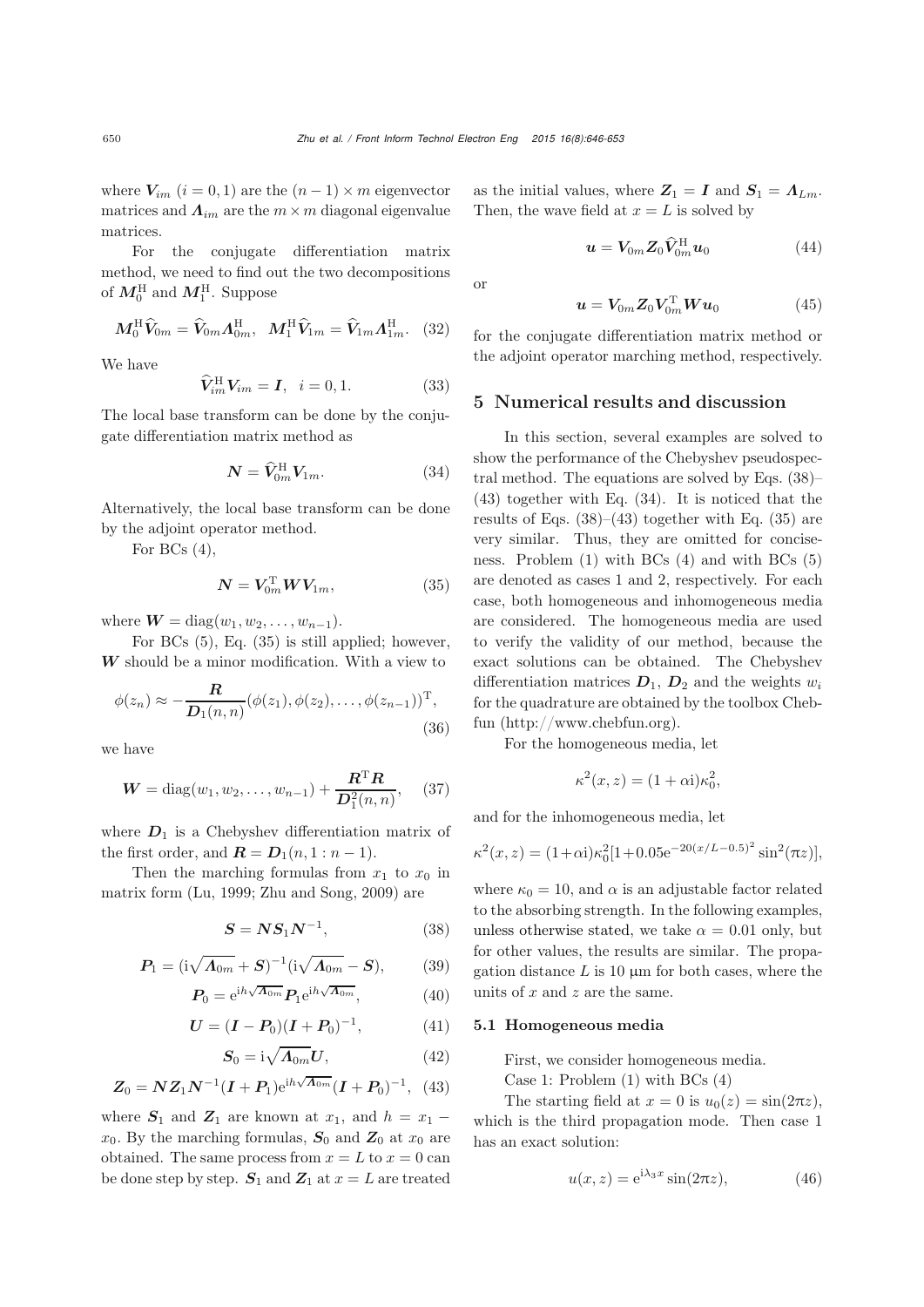where $\boldsymbol{V}_{im}$ $(i=0,1)$ are the $(n-1)\times m$ eigenvector matrices and $\boldsymbol{\Lambda}_{im}$ are the $m\times m$ diagonal eigenvalue matrices.

For the conjugate differentiation matrix method, we need to find out the two decompositions of $\boldsymbol{M}_0^{\mathrm{H}}$ and $\boldsymbol{M}_1^{\mathrm{H}}$. Suppose

$$\boldsymbol{M}_0^{\mathrm{H}}\widehat{\boldsymbol{V}}_{0m}=\widehat{\boldsymbol{V}}_{0m}\boldsymbol{\Lambda}_{0m}^{\mathrm{H}},\quad \boldsymbol{M}_1^{\mathrm{H}}\widehat{\boldsymbol{V}}_{1m}=\widehat{\boldsymbol{V}}_{1m}\boldsymbol{\Lambda}_{1m}^{\mathrm{H}}. \quad (32)$$

We have

$$\widehat{\boldsymbol{V}}_{im}^{\mathrm{H}}\boldsymbol{V}_{im}=\boldsymbol{I},\quad i=0,1. \quad (33)$$

The local base transform can be done by the conjugate differentiation matrix method as

$$\boldsymbol{N}=\widehat{\boldsymbol{V}}_{0m}^{\mathrm{H}}\boldsymbol{V}_{1m}. \quad (34)$$

Alternatively, the local base transform can be done by the adjoint operator method.

For BCs (4),

$$\boldsymbol{N}=\boldsymbol{V}_{0m}^{\mathrm{T}}\boldsymbol{W}\boldsymbol{V}_{1m}, \quad (35)$$

where $\boldsymbol{W}=\mathrm{diag}(w_1,w_2,\ldots,w_{n-1})$.

For BCs (5), Eq. (35) is still applied; however, $\boldsymbol{W}$ should be a minor modification. With a view to

$$\phi(z_n)\approx-\frac{\boldsymbol{R}}{\boldsymbol{D}_1(n,n)}(\phi(z_1),\phi(z_2),\ldots,\phi(z_{n-1}))^{\mathrm{T}}, \quad (36)$$

we have

$$\boldsymbol{W}=\mathrm{diag}(w_1,w_2,\ldots,w_{n-1})+\frac{\boldsymbol{R}^{\mathrm{T}}\boldsymbol{R}}{\boldsymbol{D}_1^2(n,n)}, \quad (37)$$

where $\boldsymbol{D}_1$ is a Chebyshev differentiation matrix of the first order, and $\boldsymbol{R}=\boldsymbol{D}_1(n,1:n-1)$.

Then the marching formulas from $x_1$ to $x_0$ in matrix form (Lu, 1999; Zhu and Song, 2009) are

$$\boldsymbol{S}=\boldsymbol{N}\boldsymbol{S}_1\boldsymbol{N}^{-1}, \quad (38)$$

$$\boldsymbol{P}_1=(\mathrm{i}\sqrt{\boldsymbol{\Lambda}_{0m}}+\boldsymbol{S})^{-1}(\mathrm{i}\sqrt{\boldsymbol{\Lambda}_{0m}}-\boldsymbol{S}), \quad (39)$$

$$\boldsymbol{P}_0=\mathrm{e}^{\mathrm{i}h\sqrt{\boldsymbol{\Lambda}_{0m}}}\boldsymbol{P}_1\mathrm{e}^{\mathrm{i}h\sqrt{\boldsymbol{\Lambda}_{0m}}}, \quad (40)$$

$$\boldsymbol{U}=(\boldsymbol{I}-\boldsymbol{P}_0)(\boldsymbol{I}+\boldsymbol{P}_0)^{-1}, \quad (41)$$

$$\boldsymbol{S}_0=\mathrm{i}\sqrt{\boldsymbol{\Lambda}_{0m}}\boldsymbol{U}, \quad (42)$$

$$\boldsymbol{Z}_0=\boldsymbol{N}\boldsymbol{Z}_1\boldsymbol{N}^{-1}(\boldsymbol{I}+\boldsymbol{P}_1)\mathrm{e}^{\mathrm{i}h\sqrt{\boldsymbol{\Lambda}_{0m}}}(\boldsymbol{I}+\boldsymbol{P}_0)^{-1}, \quad (43)$$

where $\boldsymbol{S}_1$ and $\boldsymbol{Z}_1$ are known at $x_1$, and $h=x_1-x_0$. By the marching formulas, $\boldsymbol{S}_0$ and $\boldsymbol{Z}_0$ at $x_0$ are obtained. The same process from $x=L$ to $x=0$ can be done step by step. $\boldsymbol{S}_1$ and $\boldsymbol{Z}_1$ at $x=L$ are treated as the initial values, where $\boldsymbol{Z}_1=\boldsymbol{I}$ and $\boldsymbol{S}_1=\boldsymbol{\Lambda}_{Lm}$. Then, the wave field at $x=L$ is solved by

$$\boldsymbol{u}=\boldsymbol{V}_{0m}\boldsymbol{Z}_0\widehat{\boldsymbol{V}}_{0m}^{\mathrm{H}}\boldsymbol{u}_0 \quad (44)$$

or

$$\boldsymbol{u}=\boldsymbol{V}_{0m}\boldsymbol{Z}_0\boldsymbol{V}_{0m}^{\mathrm{T}}\boldsymbol{W}\boldsymbol{u}_0 \quad (45)$$

for the conjugate differentiation matrix method or the adjoint operator marching method, respectively.

## 5 Numerical results and discussion

In this section, several examples are solved to show the performance of the Chebyshev pseudospectral method. The equations are solved by Eqs. (38)–(43) together with Eq. (34). It is noticed that the results of Eqs. (38)–(43) together with Eq. (35) are very similar. Thus, they are omitted for conciseness. Problem (1) with BCs (4) and with BCs (5) are denoted as cases 1 and 2, respectively. For each case, both homogeneous and inhomogeneous media are considered. The homogeneous media are used to verify the validity of our method, because the exact solutions can be obtained. The Chebyshev differentiation matrices $\boldsymbol{D}_1$, $\boldsymbol{D}_2$ and the weights $w_i$ for the quadrature are obtained by the toolbox Chebfun (http://www.chebfun.org).

For the homogeneous media, let

$$\kappa^2(x,z)=(1+\alpha\mathrm{i})\kappa_0^2,$$

and for the inhomogeneous media, let

$$\kappa^2(x,z)=(1+\alpha\mathrm{i})\kappa_0^2[1+0.05\mathrm{e}^{-20(x/L-0.5)^2}\sin^2(\pi z)],$$

where $\kappa_0=10$, and $\alpha$ is an adjustable factor related to the absorbing strength. In the following examples, unless otherwise stated, we take $\alpha=0.01$ only, but for other values, the results are similar. The propagation distance $L$ is 10 μm for both cases, where the units of $x$ and $z$ are the same.

### 5.1 Homogeneous media

First, we consider homogeneous media.

Case 1: Problem (1) with BCs (4)

The starting field at $x=0$ is $u_0(z)=\sin(2\pi z)$, which is the third propagation mode. Then case 1 has an exact solution:

$$u(x,z)=\mathrm{e}^{\mathrm{i}\lambda_3 x}\sin(2\pi z), \quad (46)$$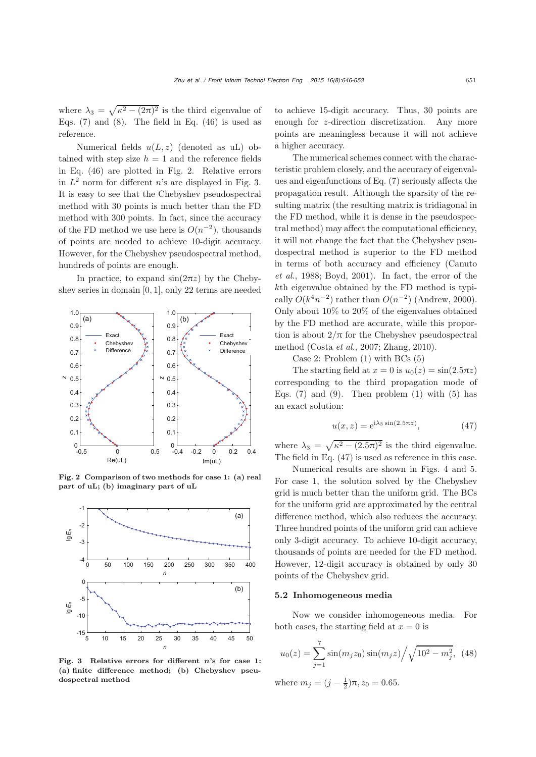where $\lambda_3 = \sqrt{\kappa^2 - (2\pi)^2}$ is the third eigenvalue of Eqs. (7) and (8). The field in Eq. (46) is used as reference.

Numerical fields $u(L, z)$ (denoted as uL) obtained with step size $h = 1$ and the reference fields in Eq. (46) are plotted in Fig. 2. Relative errors in $L^2$ norm for different $n$'s are displayed in Fig. 3. It is easy to see that the Chebyshev pseudospectral method with 30 points is much better than the FD method with 300 points. In fact, since the accuracy of the FD method we use here is $O(n^{-2})$, thousands of points are needed to achieve 10-digit accuracy. However, for the Chebyshev pseudospectral method, hundreds of points are enough.

In practice, to expand $\sin(2\pi z)$ by the Chebyshev series in domain $[0, 1]$, only 22 terms are needed to achieve 15-digit accuracy. Thus, 30 points are enough for $z$-direction discretization. Any more points are meaningless because it will not achieve a higher accuracy.

**Fig. 2 Comparison of two methods for case 1: (a) real part of uL; (b) imaginary part of uL**

**Fig. 3 Relative errors for different $n$'s for case 1: (a) finite difference method; (b) Chebyshev pseudospectral method**

The numerical schemes connect with the characteristic problem closely, and the accuracy of eigenvalues and eigenfunctions of Eq. (7) seriously affects the propagation result. Although the sparsity of the resulting matrix (the resulting matrix is tridiagonal in the FD method, while it is dense in the pseudospectral method) may affect the computational efficiency, it will not change the fact that the Chebyshev pseudospectral method is superior to the FD method in terms of both accuracy and efficiency (Canuto *et al.*, 1988; Boyd, 2001). In fact, the error of the $k$th eigenvalue obtained by the FD method is typically $O(k^4 n^{-2})$ rather than $O(n^{-2})$ (Andrew, 2000). Only about 10% to 20% of the eigenvalues obtained by the FD method are accurate, while this proportion is about $2/\pi$ for the Chebyshev pseudospectral method (Costa *et al.*, 2007; Zhang, 2010).

Case 2: Problem (1) with BCs (5)

The starting field at $x = 0$ is $u_0(z) = \sin(2.5\pi z)$ corresponding to the third propagation mode of Eqs. (7) and (9). Then problem (1) with (5) has an exact solution:

$$u(x, z) = \mathrm{e}^{\mathrm{i}\lambda_3 \sin(2.5\pi z)}, \tag{47}$$

where $\lambda_3 = \sqrt{\kappa^2 - (2.5\pi)^2}$ is the third eigenvalue. The field in Eq. (47) is used as reference in this case.

Numerical results are shown in Figs. 4 and 5. For case 1, the solution solved by the Chebyshev grid is much better than the uniform grid. The BCs for the uniform grid are approximated by the central difference method, which also reduces the accuracy. Three hundred points of the uniform grid can achieve only 3-digit accuracy. To achieve 10-digit accuracy, thousands of points are needed for the FD method. However, 12-digit accuracy is obtained by only 30 points of the Chebyshev grid.

### 5.2 Inhomogeneous media

Now we consider inhomogeneous media. For both cases, the starting field at $x = 0$ is

$$u_0(z) = \sum_{j=1}^{7} \sin(m_j z_0)\sin(m_j z) \Big/ \sqrt{10^2 - m_j^2}, \tag{48}$$

where $m_j = (j - \frac{1}{2})\pi$, $z_0 = 0.65$.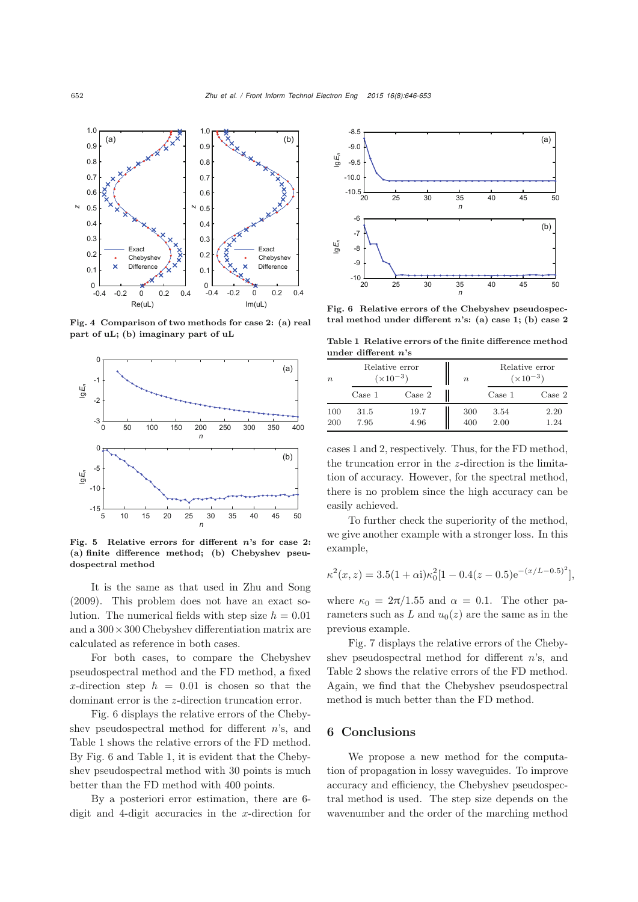Fig. 4 Comparison of two methods for case 2: (a) real part of uL; (b) imaginary part of uL

Fig. 5 Relative errors for different $n$'s for case 2: (a) finite difference method; (b) Chebyshev pseudospectral method

It is the same as that used in Zhu and Song (2009). This problem does not have an exact solution. The numerical fields with step size $h = 0.01$ and a $300 \times 300$ Chebyshev differentiation matrix are calculated as reference in both cases.

For both cases, to compare the Chebyshev pseudospectral method and the FD method, a fixed $x$-direction step $h = 0.01$ is chosen so that the dominant error is the $z$-direction truncation error.

Fig. 6 displays the relative errors of the Chebyshev pseudospectral method for different $n$'s, and Table 1 shows the relative errors of the FD method. By Fig. 6 and Table 1, it is evident that the Chebyshev pseudospectral method with 30 points is much better than the FD method with 400 points.

By a posteriori error estimation, there are 6-digit and 4-digit accuracies in the $x$-direction for cases 1 and 2, respectively. Thus, for the FD method, the truncation error in the $z$-direction is the limitation of accuracy. However, for the spectral method, there is no problem since the high accuracy can be easily achieved.

Fig. 6 Relative errors of the Chebyshev pseudospectral method under different $n$'s: (a) case 1; (b) case 2

Table 1 Relative errors of the finite difference method under different $n$'s

| $n$ | Relative error ($\times 10^{-3}$) Case 1 | Case 2 | $n$ | Relative error ($\times 10^{-3}$) Case 1 | Case 2 |
|---|---|---|---|---|---|
| 100 | 31.5 | 19.7 | 300 | 3.54 | 2.20 |
| 200 | 7.95 | 4.96 | 400 | 2.00 | 1.24 |

To further check the superiority of the method, we give another example with a stronger loss. In this example,

$$\kappa^2(x, z) = 3.5(1 + \alpha \mathrm{i})\kappa_0^2[1 - 0.4(z - 0.5)\mathrm{e}^{-(x/L-0.5)^2}],$$

where $\kappa_0 = 2\pi/1.55$ and $\alpha = 0.1$. The other parameters such as $L$ and $u_0(z)$ are the same as in the previous example.

Fig. 7 displays the relative errors of the Chebyshev pseudospectral method for different $n$'s, and Table 2 shows the relative errors of the FD method. Again, we find that the Chebyshev pseudospectral method is much better than the FD method.

## 6 Conclusions

We propose a new method for the computation of propagation in lossy waveguides. To improve accuracy and efficiency, the Chebyshev pseudospectral method is used. The step size depends on the wavenumber and the order of the marching method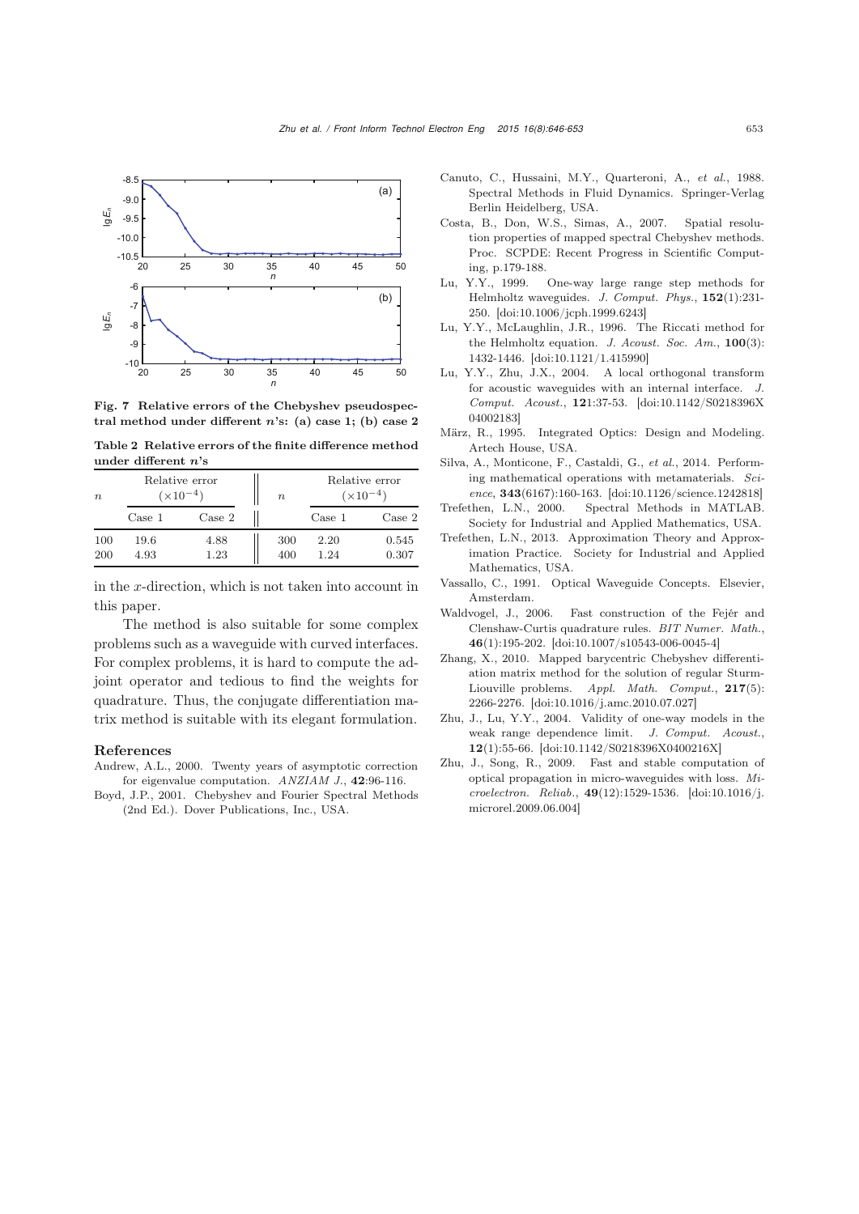(a)

-8.5
-9.0
-9.5
-10.0
-10.5

$\lg E_n$

20 25 30 35 40 45 50

$n$

(b)

-6
-7
-8
-9
-10

$\lg E_n$

20 25 30 35 40 45 50

$n$

**Fig. 7 Relative errors of the Chebyshev pseudospectral method under different $n$'s: (a) case 1; (b) case 2**

**Table 2 Relative errors of the finite difference method under different $n$'s**

| $n$ | Relative error ($\times 10^{-4}$) | | $n$ | Relative error ($\times 10^{-4}$) | |
|---|---|---|---|---|---|
| | Case 1 | Case 2 | | Case 1 | Case 2 |
| 100 | 19.6 | 4.88 | 300 | 2.20 | 0.545 |
| 200 | 4.93 | 1.23 | 400 | 1.24 | 0.307 |

in the $x$-direction, which is not taken into account in this paper.

The method is also suitable for some complex problems such as a waveguide with curved interfaces. For complex problems, it is hard to compute the adjoint operator and tedious to find the weights for quadrature. Thus, the conjugate differentiation matrix method is suitable with its elegant formulation.

## References

Andrew, A.L., 2000. Twenty years of asymptotic correction for eigenvalue computation. *ANZIAM J.*, **42**:96-116.

Boyd, J.P., 2001. Chebyshev and Fourier Spectral Methods (2nd Ed.). Dover Publications, Inc., USA.

Canuto, C., Hussaini, M.Y., Quarteroni, A., *et al.*, 1988. Spectral Methods in Fluid Dynamics. Springer-Verlag Berlin Heidelberg, USA.

Costa, B., Don, W.S., Simas, A., 2007. Spatial resolution properties of mapped spectral Chebyshev methods. Proc. SCPDE: Recent Progress in Scientific Computing, p.179-188.

Lu, Y.Y., 1999. One-way large range step methods for Helmholtz waveguides. *J. Comput. Phys.*, **152**(1):231-250. [doi:10.1006/jcph.1999.6243]

Lu, Y.Y., McLaughlin, J.R., 1996. The Riccati method for the Helmholtz equation. *J. Acoust. Soc. Am.*, **100**(3): 1432-1446. [doi:10.1121/1.415990]

Lu, Y.Y., Zhu, J.X., 2004. A local orthogonal transform for acoustic waveguides with an internal interface. *J. Comput. Acoust.*, **12**1:37-53. [doi:10.1142/S0218396X04002183]

März, R., 1995. Integrated Optics: Design and Modeling. Artech House, USA.

Silva, A., Monticone, F., Castaldi, G., *et al.*, 2014. Performing mathematical operations with metamaterials. *Science*, **343**(6167):160-163. [doi:10.1126/science.1242818]

Trefethen, L.N., 2000. Spectral Methods in MATLAB. Society for Industrial and Applied Mathematics, USA.

Trefethen, L.N., 2013. Approximation Theory and Approximation Practice. Society for Industrial and Applied Mathematics, USA.

Vassallo, C., 1991. Optical Waveguide Concepts. Elsevier, Amsterdam.

Waldvogel, J., 2006. Fast construction of the Fejér and Clenshaw-Curtis quadrature rules. *BIT Numer. Math.*, **46**(1):195-202. [doi:10.1007/s10543-006-0045-4]

Zhang, X., 2010. Mapped barycentric Chebyshev differentiation matrix method for the solution of regular Sturm-Liouville problems. *Appl. Math. Comput.*, **217**(5): 2266-2276. [doi:10.1016/j.amc.2010.07.027]

Zhu, J., Lu, Y.Y., 2004. Validity of one-way models in the weak range dependence limit. *J. Comput. Acoust.*, **12**(1):55-66. [doi:10.1142/S0218396X0400216X]

Zhu, J., Song, R., 2009. Fast and stable computation of optical propagation in micro-waveguides with loss. *Microelectron. Reliab.*, **49**(12):1529-1536. [doi:10.1016/j.microrel.2009.06.004]